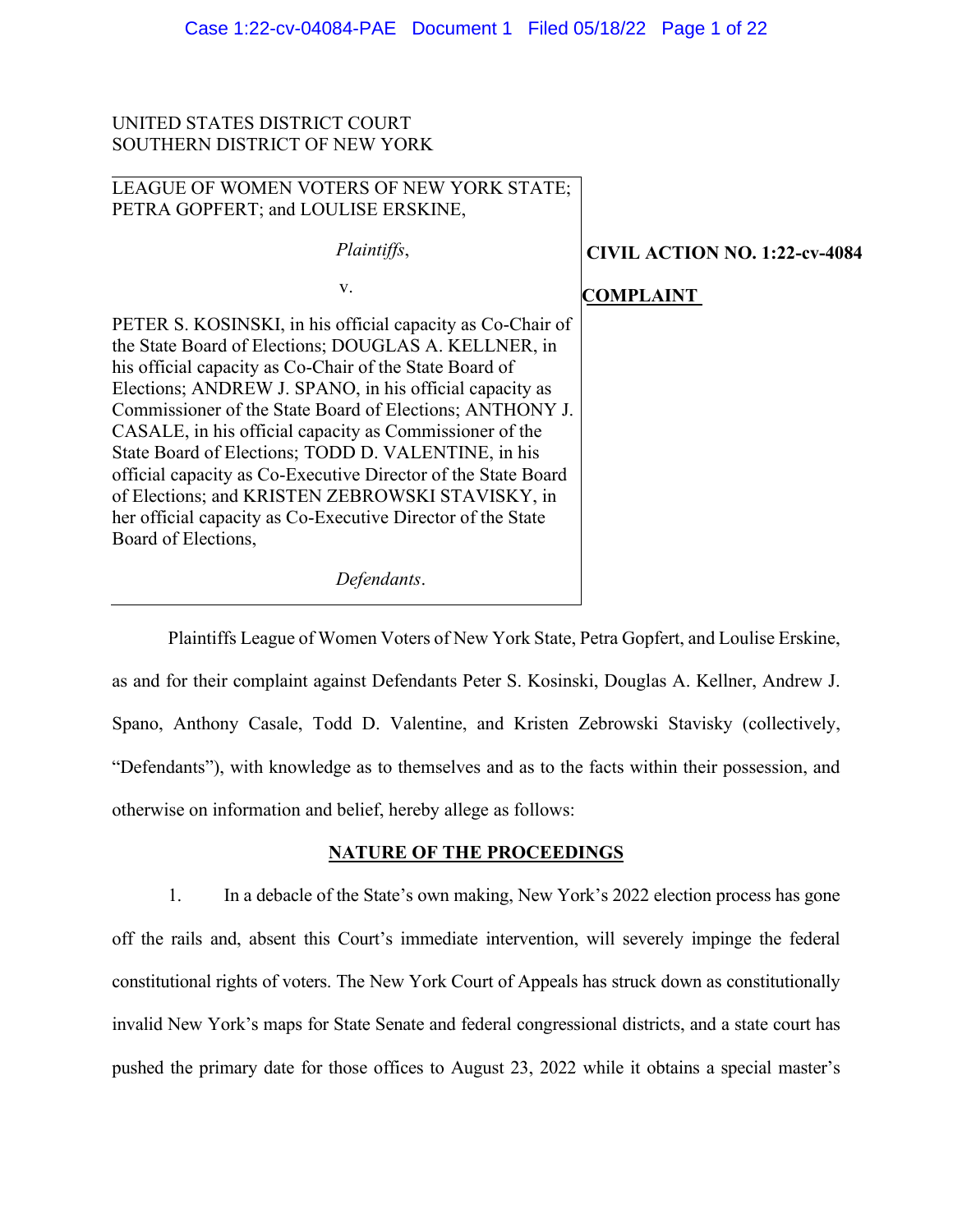UNITED STATES DISTRICT COURT
SOUTHERN DISTRICT OF NEW YORK

LEAGUE OF WOMEN VOTERS OF NEW YORK STATE; PETRA GOPFERT; and LOULISE ERSKINE,

*Plaintiffs*,

v.

PETER S. KOSINSKI, in his official capacity as Co-Chair of the State Board of Elections; DOUGLAS A. KELLNER, in his official capacity as Co-Chair of the State Board of Elections; ANDREW J. SPANO, in his official capacity as Commissioner of the State Board of Elections; ANTHONY J. CASALE, in his official capacity as Commissioner of the State Board of Elections; TODD D. VALENTINE, in his official capacity as Co-Executive Director of the State Board of Elections; and KRISTEN ZEBROWSKI STAVISKY, in her official capacity as Co-Executive Director of the State Board of Elections,

*Defendants*.

**CIVIL ACTION NO. 1:22-cv-4084**

**COMPLAINT**

Plaintiffs League of Women Voters of New York State, Petra Gopfert, and Loulise Erskine, as and for their complaint against Defendants Peter S. Kosinski, Douglas A. Kellner, Andrew J. Spano, Anthony Casale, Todd D. Valentine, and Kristen Zebrowski Stavisky (collectively, "Defendants"), with knowledge as to themselves and as to the facts within their possession, and otherwise on information and belief, hereby allege as follows:

## NATURE OF THE PROCEEDINGS

1. In a debacle of the State's own making, New York's 2022 election process has gone off the rails and, absent this Court's immediate intervention, will severely impinge the federal constitutional rights of voters. The New York Court of Appeals has struck down as constitutionally invalid New York's maps for State Senate and federal congressional districts, and a state court has pushed the primary date for those offices to August 23, 2022 while it obtains a special master's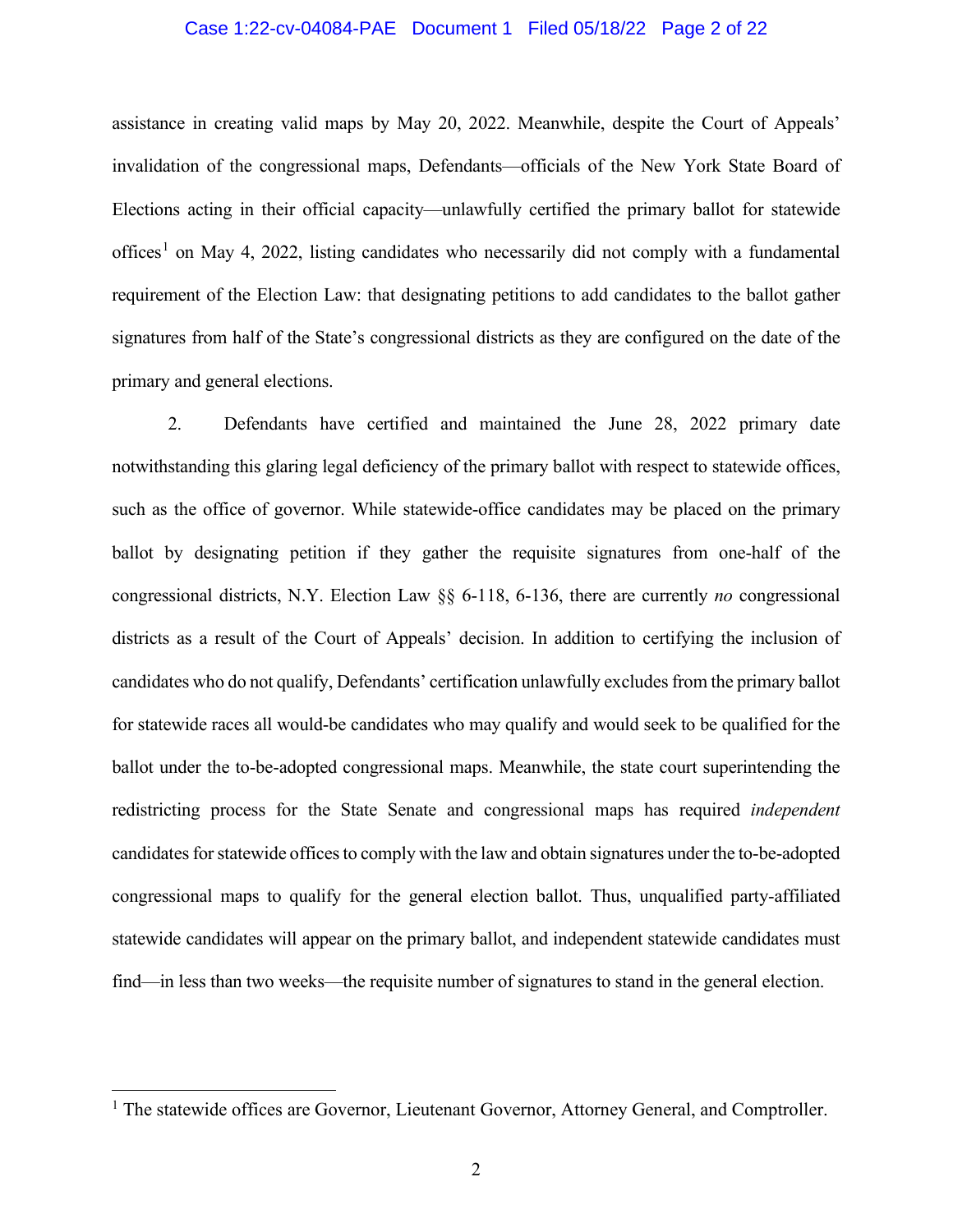assistance in creating valid maps by May 20, 2022. Meanwhile, despite the Court of Appeals' invalidation of the congressional maps, Defendants—officials of the New York State Board of Elections acting in their official capacity—unlawfully certified the primary ballot for statewide offices[1] on May 4, 2022, listing candidates who necessarily did not comply with a fundamental requirement of the Election Law: that designating petitions to add candidates to the ballot gather signatures from half of the State's congressional districts as they are configured on the date of the primary and general elections.

2. Defendants have certified and maintained the June 28, 2022 primary date notwithstanding this glaring legal deficiency of the primary ballot with respect to statewide offices, such as the office of governor. While statewide-office candidates may be placed on the primary ballot by designating petition if they gather the requisite signatures from one-half of the congressional districts, N.Y. Election Law §§ 6-118, 6-136, there are currently *no* congressional districts as a result of the Court of Appeals' decision. In addition to certifying the inclusion of candidates who do not qualify, Defendants' certification unlawfully excludes from the primary ballot for statewide races all would-be candidates who may qualify and would seek to be qualified for the ballot under the to-be-adopted congressional maps. Meanwhile, the state court superintending the redistricting process for the State Senate and congressional maps has required *independent* candidates for statewide offices to comply with the law and obtain signatures under the to-be-adopted congressional maps to qualify for the general election ballot. Thus, unqualified party-affiliated statewide candidates will appear on the primary ballot, and independent statewide candidates must find—in less than two weeks—the requisite number of signatures to stand in the general election.

[1] The statewide offices are Governor, Lieutenant Governor, Attorney General, and Comptroller.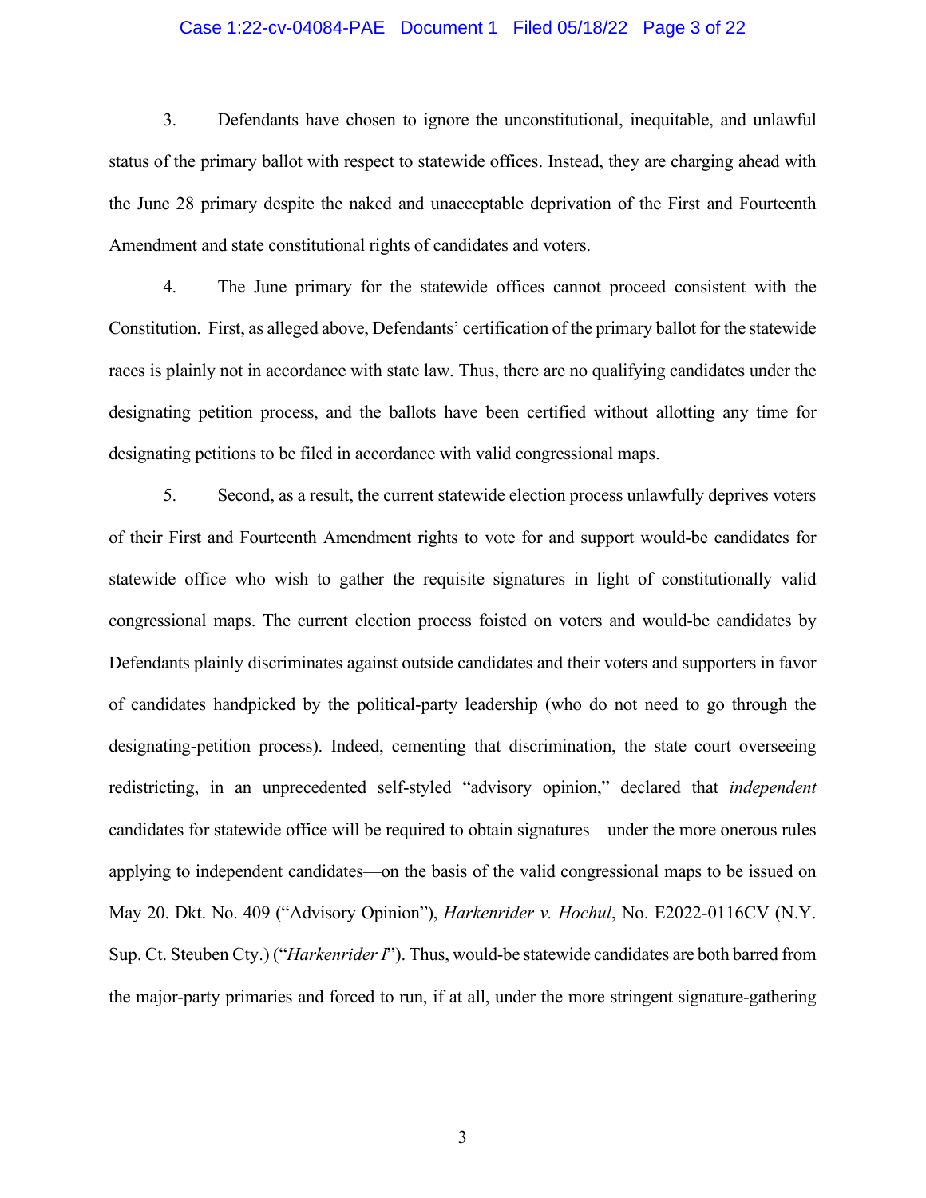3. Defendants have chosen to ignore the unconstitutional, inequitable, and unlawful status of the primary ballot with respect to statewide offices. Instead, they are charging ahead with the June 28 primary despite the naked and unacceptable deprivation of the First and Fourteenth Amendment and state constitutional rights of candidates and voters.

4. The June primary for the statewide offices cannot proceed consistent with the Constitution. First, as alleged above, Defendants' certification of the primary ballot for the statewide races is plainly not in accordance with state law. Thus, there are no qualifying candidates under the designating petition process, and the ballots have been certified without allotting any time for designating petitions to be filed in accordance with valid congressional maps.

5. Second, as a result, the current statewide election process unlawfully deprives voters of their First and Fourteenth Amendment rights to vote for and support would-be candidates for statewide office who wish to gather the requisite signatures in light of constitutionally valid congressional maps. The current election process foisted on voters and would-be candidates by Defendants plainly discriminates against outside candidates and their voters and supporters in favor of candidates handpicked by the political-party leadership (who do not need to go through the designating-petition process). Indeed, cementing that discrimination, the state court overseeing redistricting, in an unprecedented self-styled "advisory opinion," declared that *independent* candidates for statewide office will be required to obtain signatures—under the more onerous rules applying to independent candidates—on the basis of the valid congressional maps to be issued on May 20. Dkt. No. 409 ("Advisory Opinion"), *Harkenrider v. Hochul*, No. E2022-0116CV (N.Y. Sup. Ct. Steuben Cty.) ("*Harkenrider I*"). Thus, would-be statewide candidates are both barred from the major-party primaries and forced to run, if at all, under the more stringent signature-gathering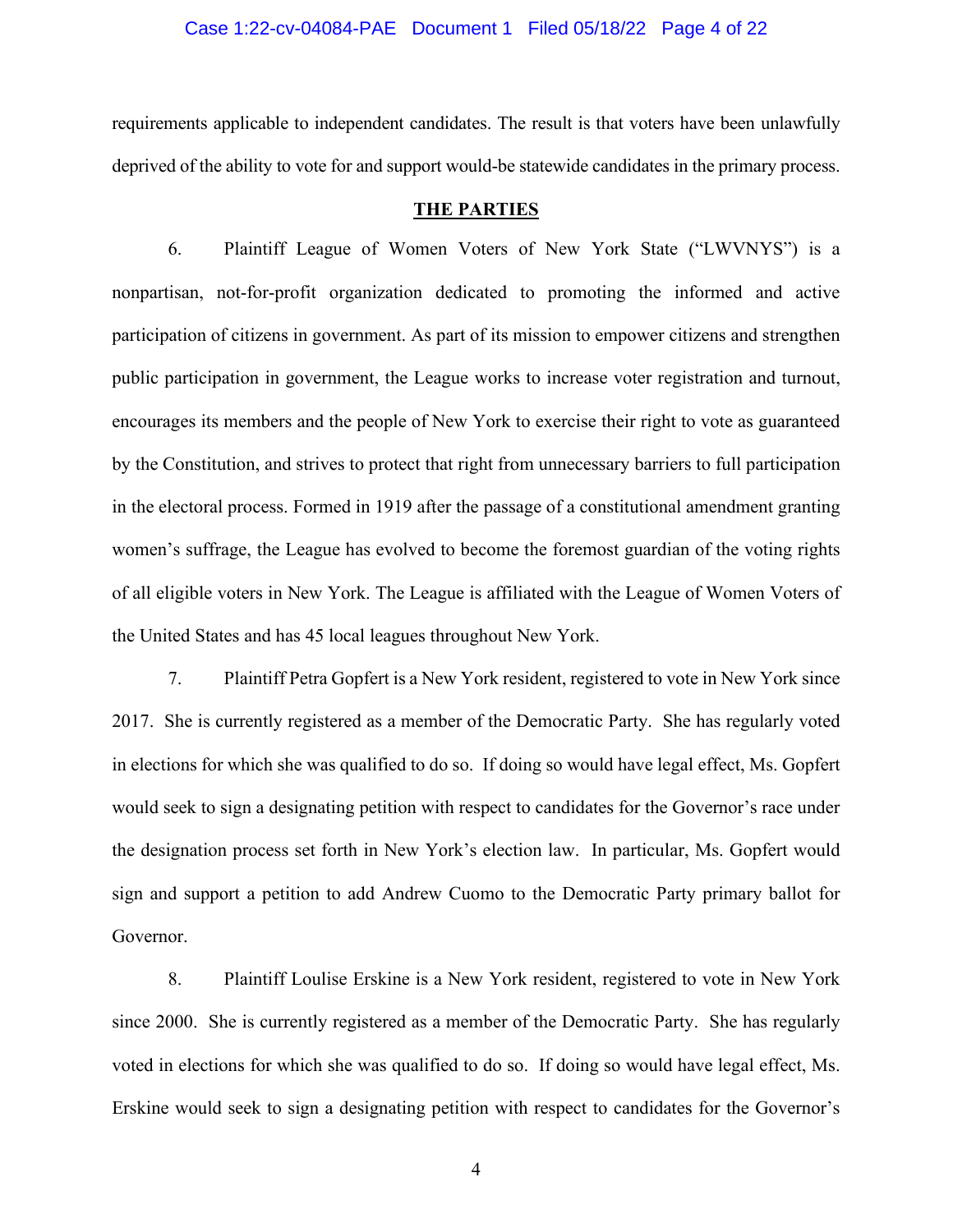requirements applicable to independent candidates. The result is that voters have been unlawfully deprived of the ability to vote for and support would-be statewide candidates in the primary process.

## THE PARTIES

6. Plaintiff League of Women Voters of New York State ("LWVNYS") is a nonpartisan, not-for-profit organization dedicated to promoting the informed and active participation of citizens in government. As part of its mission to empower citizens and strengthen public participation in government, the League works to increase voter registration and turnout, encourages its members and the people of New York to exercise their right to vote as guaranteed by the Constitution, and strives to protect that right from unnecessary barriers to full participation in the electoral process. Formed in 1919 after the passage of a constitutional amendment granting women's suffrage, the League has evolved to become the foremost guardian of the voting rights of all eligible voters in New York. The League is affiliated with the League of Women Voters of the United States and has 45 local leagues throughout New York.

7. Plaintiff Petra Gopfert is a New York resident, registered to vote in New York since 2017. She is currently registered as a member of the Democratic Party. She has regularly voted in elections for which she was qualified to do so. If doing so would have legal effect, Ms. Gopfert would seek to sign a designating petition with respect to candidates for the Governor's race under the designation process set forth in New York's election law. In particular, Ms. Gopfert would sign and support a petition to add Andrew Cuomo to the Democratic Party primary ballot for Governor.

8. Plaintiff Loulise Erskine is a New York resident, registered to vote in New York since 2000. She is currently registered as a member of the Democratic Party. She has regularly voted in elections for which she was qualified to do so. If doing so would have legal effect, Ms. Erskine would seek to sign a designating petition with respect to candidates for the Governor's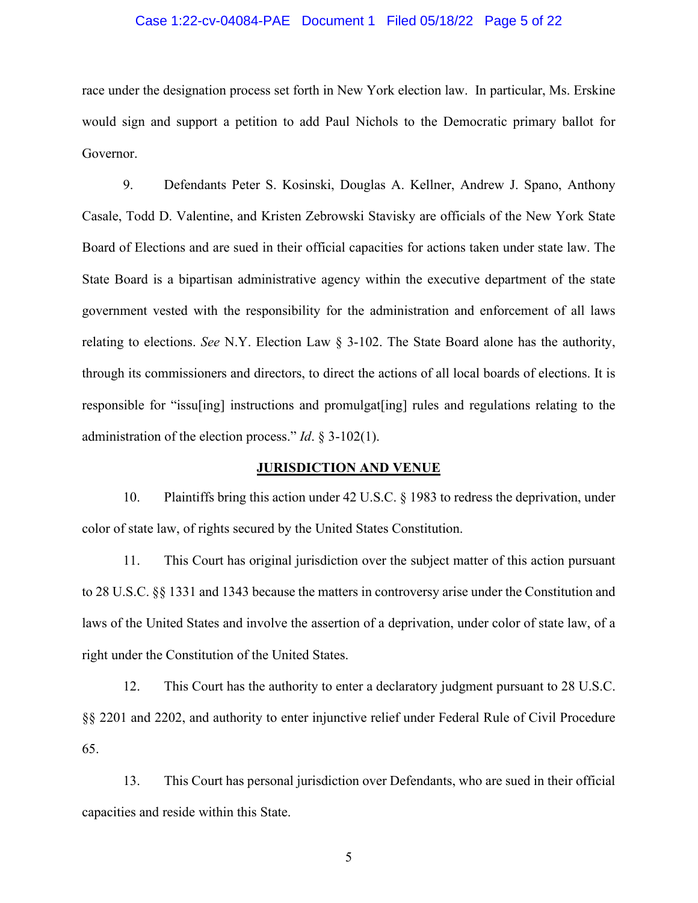race under the designation process set forth in New York election law. In particular, Ms. Erskine would sign and support a petition to add Paul Nichols to the Democratic primary ballot for Governor.

9. Defendants Peter S. Kosinski, Douglas A. Kellner, Andrew J. Spano, Anthony Casale, Todd D. Valentine, and Kristen Zebrowski Stavisky are officials of the New York State Board of Elections and are sued in their official capacities for actions taken under state law. The State Board is a bipartisan administrative agency within the executive department of the state government vested with the responsibility for the administration and enforcement of all laws relating to elections. *See* N.Y. Election Law § 3-102. The State Board alone has the authority, through its commissioners and directors, to direct the actions of all local boards of elections. It is responsible for "issu[ing] instructions and promulgat[ing] rules and regulations relating to the administration of the election process." *Id*. § 3-102(1).

## JURISDICTION AND VENUE

10. Plaintiffs bring this action under 42 U.S.C. § 1983 to redress the deprivation, under color of state law, of rights secured by the United States Constitution.

11. This Court has original jurisdiction over the subject matter of this action pursuant to 28 U.S.C. §§ 1331 and 1343 because the matters in controversy arise under the Constitution and laws of the United States and involve the assertion of a deprivation, under color of state law, of a right under the Constitution of the United States.

12. This Court has the authority to enter a declaratory judgment pursuant to 28 U.S.C. §§ 2201 and 2202, and authority to enter injunctive relief under Federal Rule of Civil Procedure 65.

13. This Court has personal jurisdiction over Defendants, who are sued in their official capacities and reside within this State.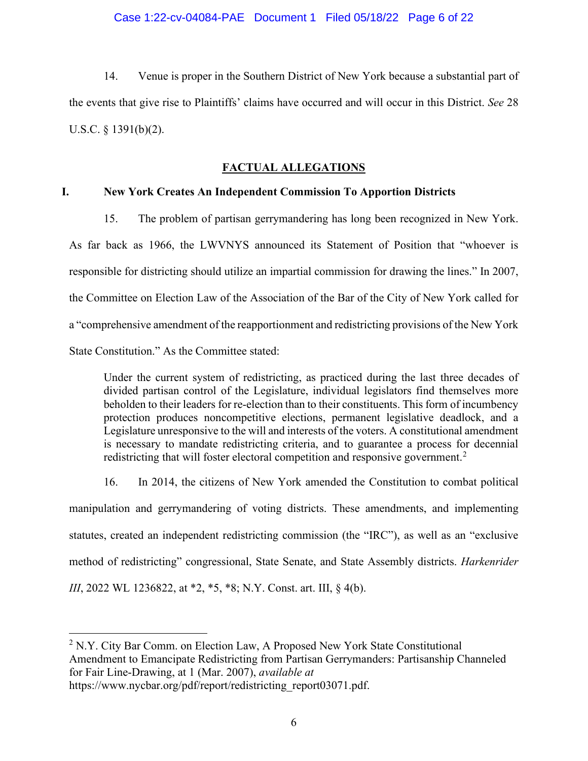14. Venue is proper in the Southern District of New York because a substantial part of the events that give rise to Plaintiffs' claims have occurred and will occur in this District. *See* 28 U.S.C. § 1391(b)(2).

## FACTUAL ALLEGATIONS

### I. New York Creates An Independent Commission To Apportion Districts

15. The problem of partisan gerrymandering has long been recognized in New York. As far back as 1966, the LWVNYS announced its Statement of Position that "whoever is responsible for districting should utilize an impartial commission for drawing the lines." In 2007, the Committee on Election Law of the Association of the Bar of the City of New York called for a "comprehensive amendment of the reapportionment and redistricting provisions of the New York State Constitution." As the Committee stated:

> Under the current system of redistricting, as practiced during the last three decades of divided partisan control of the Legislature, individual legislators find themselves more beholden to their leaders for re-election than to their constituents. This form of incumbency protection produces noncompetitive elections, permanent legislative deadlock, and a Legislature unresponsive to the will and interests of the voters. A constitutional amendment is necessary to mandate redistricting criteria, and to guarantee a process for decennial redistricting that will foster electoral competition and responsive government.[2]

16. In 2014, the citizens of New York amended the Constitution to combat political manipulation and gerrymandering of voting districts. These amendments, and implementing statutes, created an independent redistricting commission (the "IRC"), as well as an "exclusive method of redistricting" congressional, State Senate, and State Assembly districts. *Harkenrider III*, 2022 WL 1236822, at *2, *5, *8; N.Y. Const. art. III, § 4(b).

---

[2] N.Y. City Bar Comm. on Election Law, A Proposed New York State Constitutional Amendment to Emancipate Redistricting from Partisan Gerrymanders: Partisanship Channeled for Fair Line-Drawing, at 1 (Mar. 2007), *available at* https://www.nycbar.org/pdf/report/redistricting_report03071.pdf.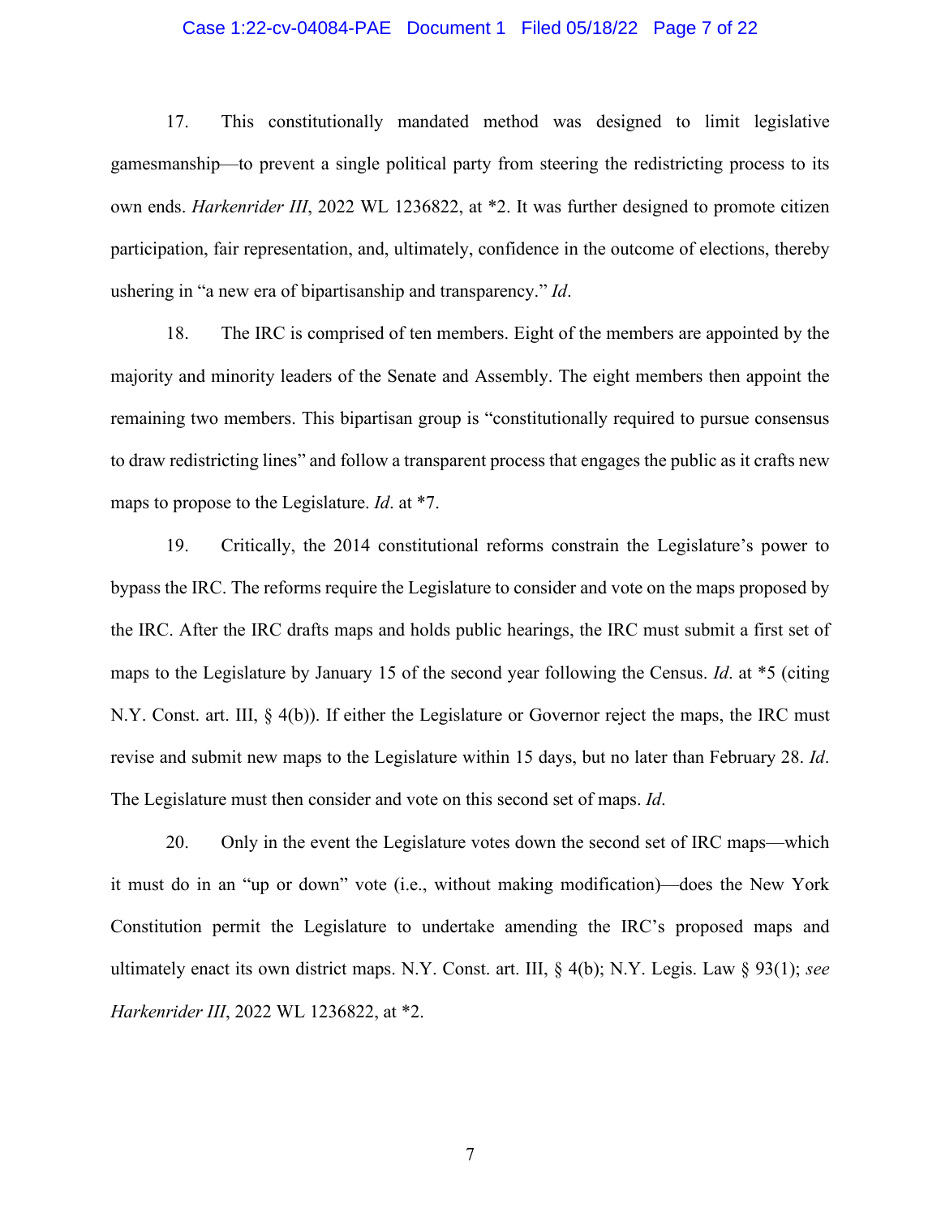17. This constitutionally mandated method was designed to limit legislative gamesmanship—to prevent a single political party from steering the redistricting process to its own ends. *Harkenrider III*, 2022 WL 1236822, at *2. It was further designed to promote citizen participation, fair representation, and, ultimately, confidence in the outcome of elections, thereby ushering in "a new era of bipartisanship and transparency." *Id*.

18. The IRC is comprised of ten members. Eight of the members are appointed by the majority and minority leaders of the Senate and Assembly. The eight members then appoint the remaining two members. This bipartisan group is "constitutionally required to pursue consensus to draw redistricting lines" and follow a transparent process that engages the public as it crafts new maps to propose to the Legislature. *Id*. at *7.

19. Critically, the 2014 constitutional reforms constrain the Legislature's power to bypass the IRC. The reforms require the Legislature to consider and vote on the maps proposed by the IRC. After the IRC drafts maps and holds public hearings, the IRC must submit a first set of maps to the Legislature by January 15 of the second year following the Census. *Id*. at *5 (citing N.Y. Const. art. III, § 4(b)). If either the Legislature or Governor reject the maps, the IRC must revise and submit new maps to the Legislature within 15 days, but no later than February 28. *Id*. The Legislature must then consider and vote on this second set of maps. *Id*.

20. Only in the event the Legislature votes down the second set of IRC maps—which it must do in an "up or down" vote (i.e., without making modification)—does the New York Constitution permit the Legislature to undertake amending the IRC's proposed maps and ultimately enact its own district maps. N.Y. Const. art. III, § 4(b); N.Y. Legis. Law § 93(1); *see Harkenrider III*, 2022 WL 1236822, at *2.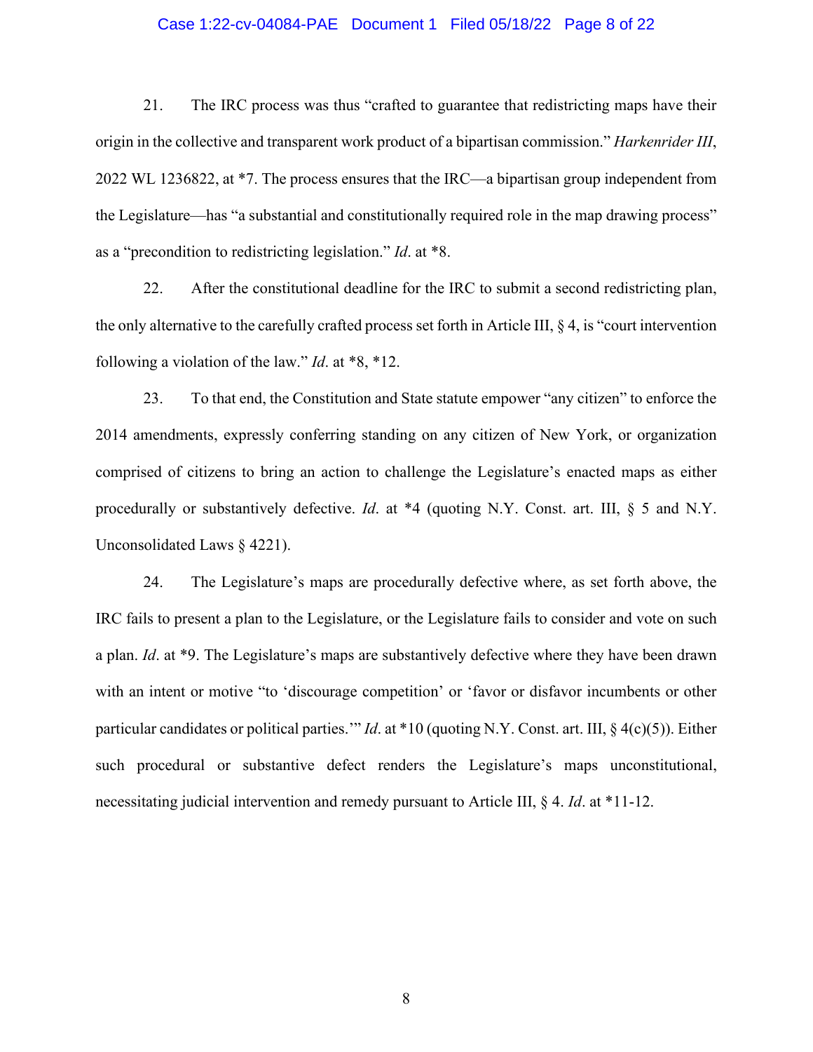21. The IRC process was thus "crafted to guarantee that redistricting maps have their origin in the collective and transparent work product of a bipartisan commission." *Harkenrider III*, 2022 WL 1236822, at *7. The process ensures that the IRC—a bipartisan group independent from the Legislature—has "a substantial and constitutionally required role in the map drawing process" as a "precondition to redistricting legislation." *Id*. at *8.

22. After the constitutional deadline for the IRC to submit a second redistricting plan, the only alternative to the carefully crafted process set forth in Article III, § 4, is "court intervention following a violation of the law." *Id*. at *8, *12.

23. To that end, the Constitution and State statute empower "any citizen" to enforce the 2014 amendments, expressly conferring standing on any citizen of New York, or organization comprised of citizens to bring an action to challenge the Legislature's enacted maps as either procedurally or substantively defective. *Id*. at *4 (quoting N.Y. Const. art. III, § 5 and N.Y. Unconsolidated Laws § 4221).

24. The Legislature's maps are procedurally defective where, as set forth above, the IRC fails to present a plan to the Legislature, or the Legislature fails to consider and vote on such a plan. *Id*. at *9. The Legislature's maps are substantively defective where they have been drawn with an intent or motive "to 'discourage competition' or 'favor or disfavor incumbents or other particular candidates or political parties.'" *Id*. at *10 (quoting N.Y. Const. art. III, § 4(c)(5)). Either such procedural or substantive defect renders the Legislature's maps unconstitutional, necessitating judicial intervention and remedy pursuant to Article III, § 4. *Id*. at *11-12.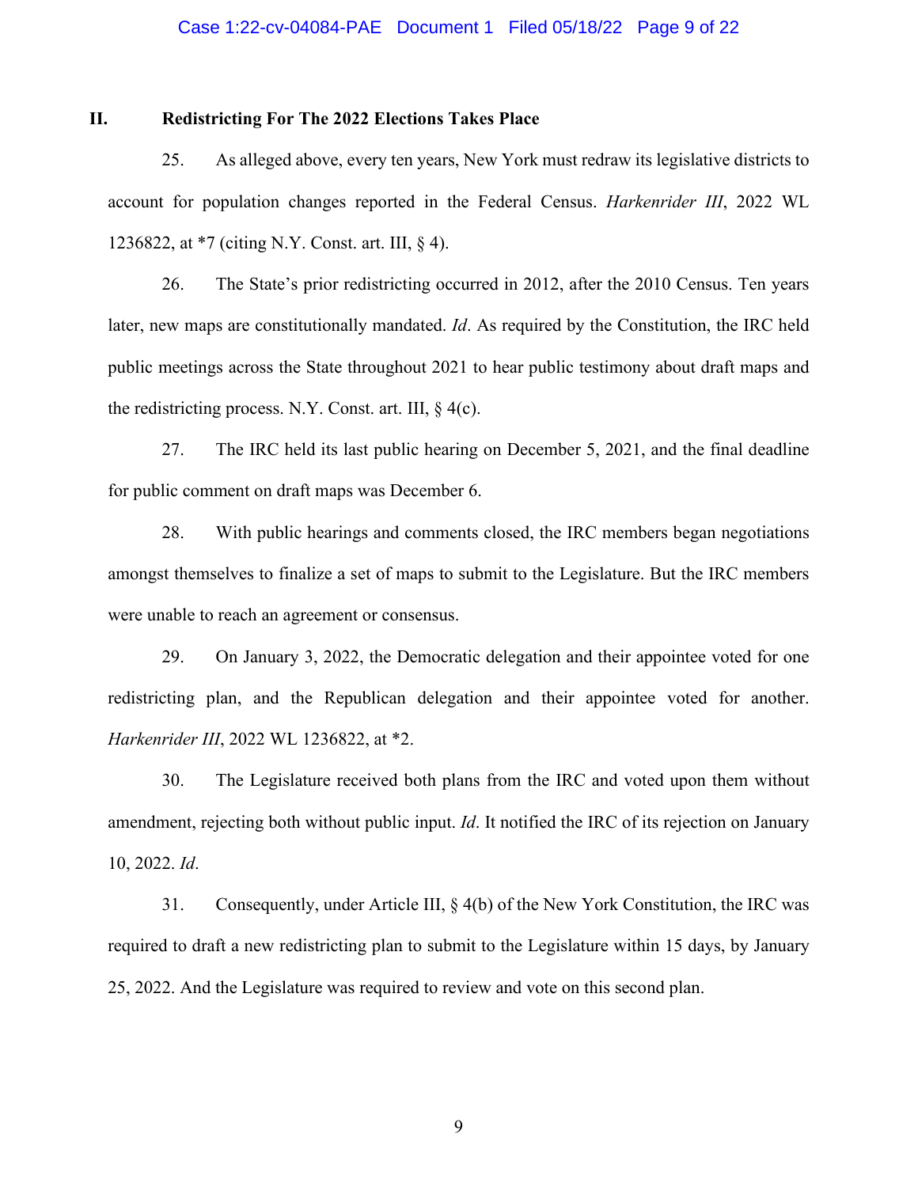## II. Redistricting For The 2022 Elections Takes Place

25. As alleged above, every ten years, New York must redraw its legislative districts to account for population changes reported in the Federal Census. *Harkenrider III*, 2022 WL 1236822, at *7 (citing N.Y. Const. art. III, § 4).

26. The State's prior redistricting occurred in 2012, after the 2010 Census. Ten years later, new maps are constitutionally mandated. *Id*. As required by the Constitution, the IRC held public meetings across the State throughout 2021 to hear public testimony about draft maps and the redistricting process. N.Y. Const. art. III, § 4(c).

27. The IRC held its last public hearing on December 5, 2021, and the final deadline for public comment on draft maps was December 6.

28. With public hearings and comments closed, the IRC members began negotiations amongst themselves to finalize a set of maps to submit to the Legislature. But the IRC members were unable to reach an agreement or consensus.

29. On January 3, 2022, the Democratic delegation and their appointee voted for one redistricting plan, and the Republican delegation and their appointee voted for another. *Harkenrider III*, 2022 WL 1236822, at *2.

30. The Legislature received both plans from the IRC and voted upon them without amendment, rejecting both without public input. *Id*. It notified the IRC of its rejection on January 10, 2022. *Id*.

31. Consequently, under Article III, § 4(b) of the New York Constitution, the IRC was required to draft a new redistricting plan to submit to the Legislature within 15 days, by January 25, 2022. And the Legislature was required to review and vote on this second plan.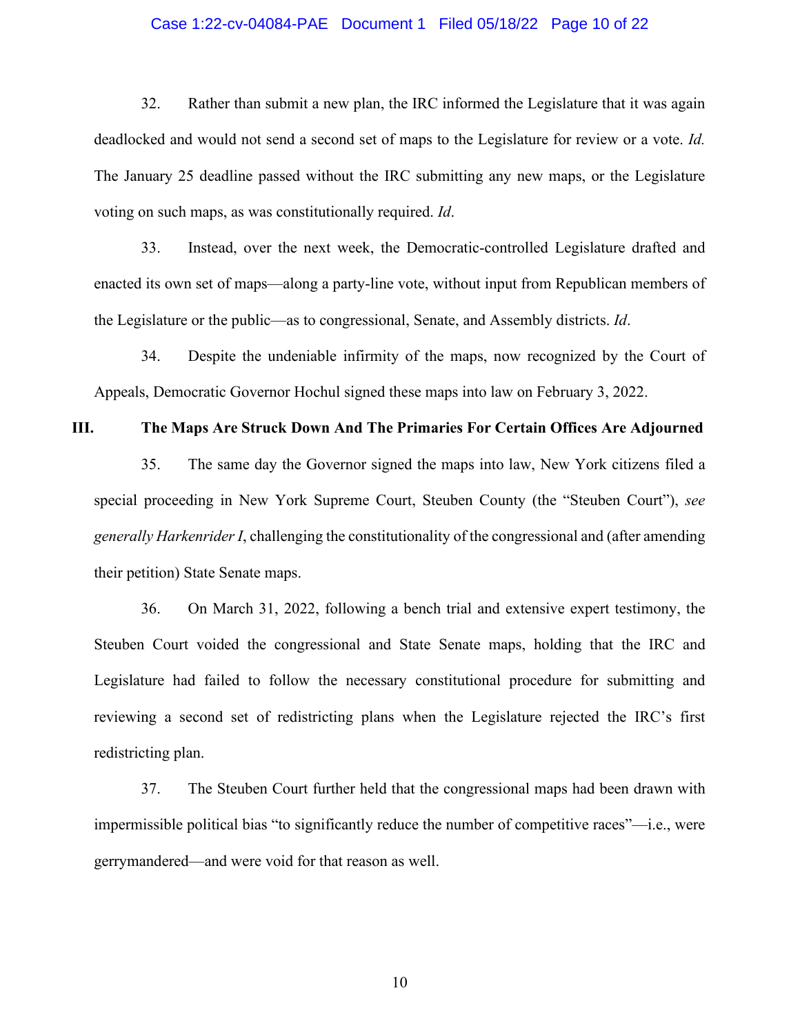32. Rather than submit a new plan, the IRC informed the Legislature that it was again deadlocked and would not send a second set of maps to the Legislature for review or a vote. *Id.* The January 25 deadline passed without the IRC submitting any new maps, or the Legislature voting on such maps, as was constitutionally required. *Id*.

33. Instead, over the next week, the Democratic-controlled Legislature drafted and enacted its own set of maps—along a party-line vote, without input from Republican members of the Legislature or the public—as to congressional, Senate, and Assembly districts. *Id*.

34. Despite the undeniable infirmity of the maps, now recognized by the Court of Appeals, Democratic Governor Hochul signed these maps into law on February 3, 2022.

## III. The Maps Are Struck Down And The Primaries For Certain Offices Are Adjourned

35. The same day the Governor signed the maps into law, New York citizens filed a special proceeding in New York Supreme Court, Steuben County (the "Steuben Court"), *see generally Harkenrider I*, challenging the constitutionality of the congressional and (after amending their petition) State Senate maps.

36. On March 31, 2022, following a bench trial and extensive expert testimony, the Steuben Court voided the congressional and State Senate maps, holding that the IRC and Legislature had failed to follow the necessary constitutional procedure for submitting and reviewing a second set of redistricting plans when the Legislature rejected the IRC's first redistricting plan.

37. The Steuben Court further held that the congressional maps had been drawn with impermissible political bias "to significantly reduce the number of competitive races"—i.e., were gerrymandered—and were void for that reason as well.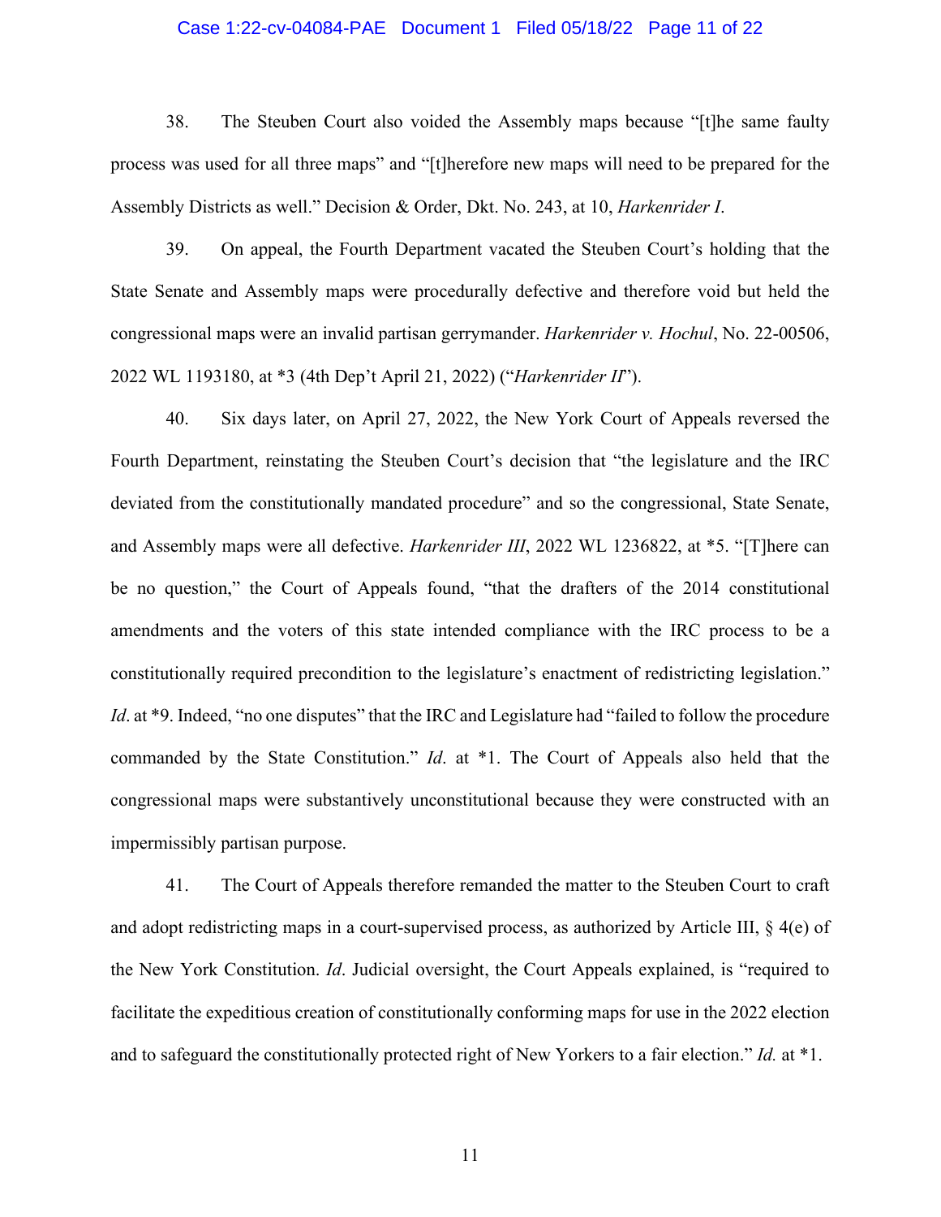38. The Steuben Court also voided the Assembly maps because "[t]he same faulty process was used for all three maps" and "[t]herefore new maps will need to be prepared for the Assembly Districts as well." Decision & Order, Dkt. No. 243, at 10, *Harkenrider I*.

39. On appeal, the Fourth Department vacated the Steuben Court's holding that the State Senate and Assembly maps were procedurally defective and therefore void but held the congressional maps were an invalid partisan gerrymander. *Harkenrider v. Hochul*, No. 22-00506, 2022 WL 1193180, at *3 (4th Dep't April 21, 2022) ("*Harkenrider II*").

40. Six days later, on April 27, 2022, the New York Court of Appeals reversed the Fourth Department, reinstating the Steuben Court's decision that "the legislature and the IRC deviated from the constitutionally mandated procedure" and so the congressional, State Senate, and Assembly maps were all defective. *Harkenrider III*, 2022 WL 1236822, at *5. "[T]here can be no question," the Court of Appeals found, "that the drafters of the 2014 constitutional amendments and the voters of this state intended compliance with the IRC process to be a constitutionally required precondition to the legislature's enactment of redistricting legislation." *Id*. at *9. Indeed, "no one disputes" that the IRC and Legislature had "failed to follow the procedure commanded by the State Constitution." *Id*. at *1. The Court of Appeals also held that the congressional maps were substantively unconstitutional because they were constructed with an impermissibly partisan purpose.

41. The Court of Appeals therefore remanded the matter to the Steuben Court to craft and adopt redistricting maps in a court-supervised process, as authorized by Article III, § 4(e) of the New York Constitution. *Id*. Judicial oversight, the Court Appeals explained, is "required to facilitate the expeditious creation of constitutionally conforming maps for use in the 2022 election and to safeguard the constitutionally protected right of New Yorkers to a fair election." *Id.* at *1.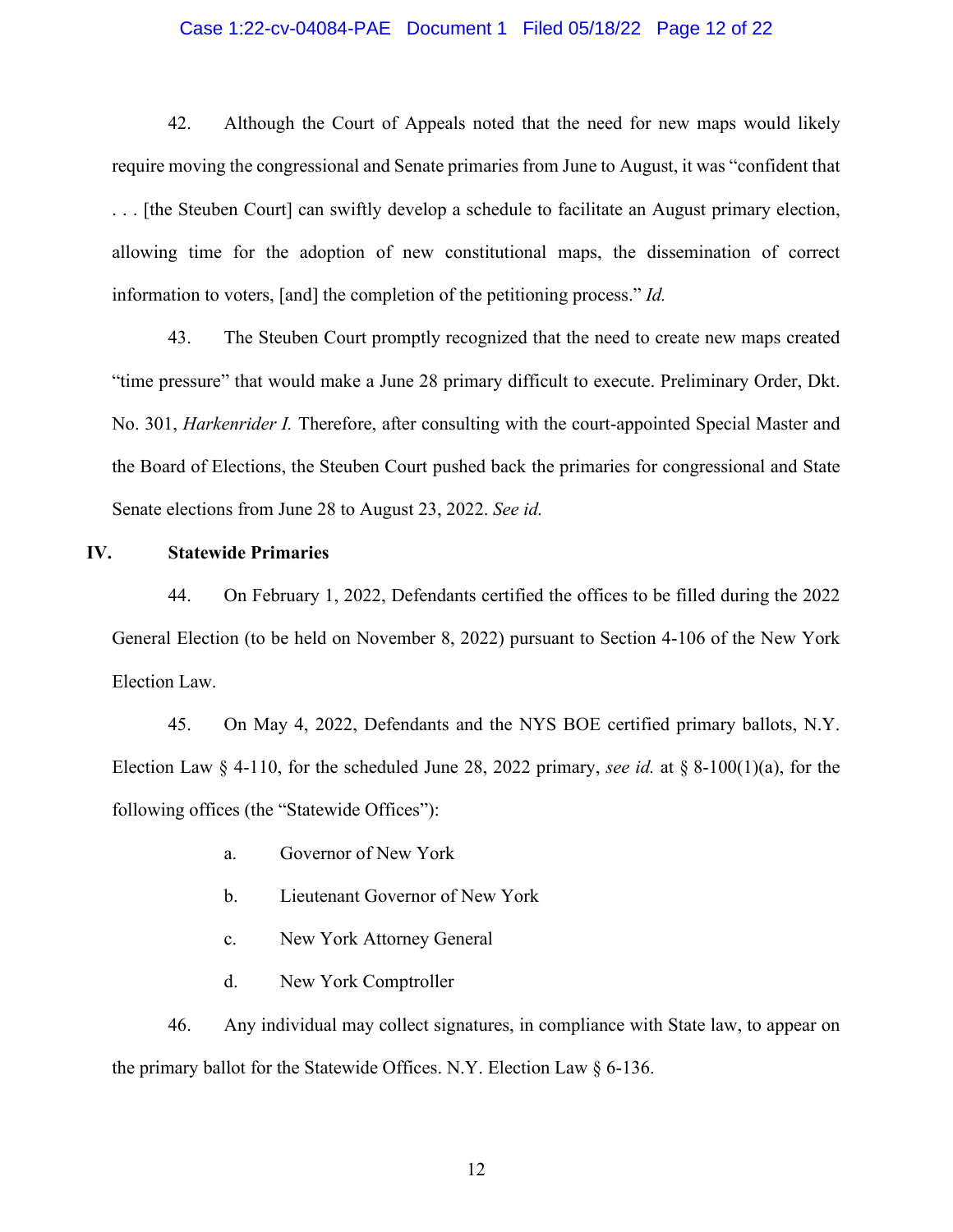42. Although the Court of Appeals noted that the need for new maps would likely require moving the congressional and Senate primaries from June to August, it was "confident that . . . [the Steuben Court] can swiftly develop a schedule to facilitate an August primary election, allowing time for the adoption of new constitutional maps, the dissemination of correct information to voters, [and] the completion of the petitioning process." *Id.*

43. The Steuben Court promptly recognized that the need to create new maps created "time pressure" that would make a June 28 primary difficult to execute. Preliminary Order, Dkt. No. 301, *Harkenrider I.* Therefore, after consulting with the court-appointed Special Master and the Board of Elections, the Steuben Court pushed back the primaries for congressional and State Senate elections from June 28 to August 23, 2022. *See id.*

## IV. Statewide Primaries

44. On February 1, 2022, Defendants certified the offices to be filled during the 2022 General Election (to be held on November 8, 2022) pursuant to Section 4-106 of the New York Election Law.

45. On May 4, 2022, Defendants and the NYS BOE certified primary ballots, N.Y. Election Law § 4-110, for the scheduled June 28, 2022 primary, *see id.* at § 8-100(1)(a), for the following offices (the "Statewide Offices"):

a. Governor of New York

b. Lieutenant Governor of New York

c. New York Attorney General

d. New York Comptroller

46. Any individual may collect signatures, in compliance with State law, to appear on the primary ballot for the Statewide Offices. N.Y. Election Law § 6-136.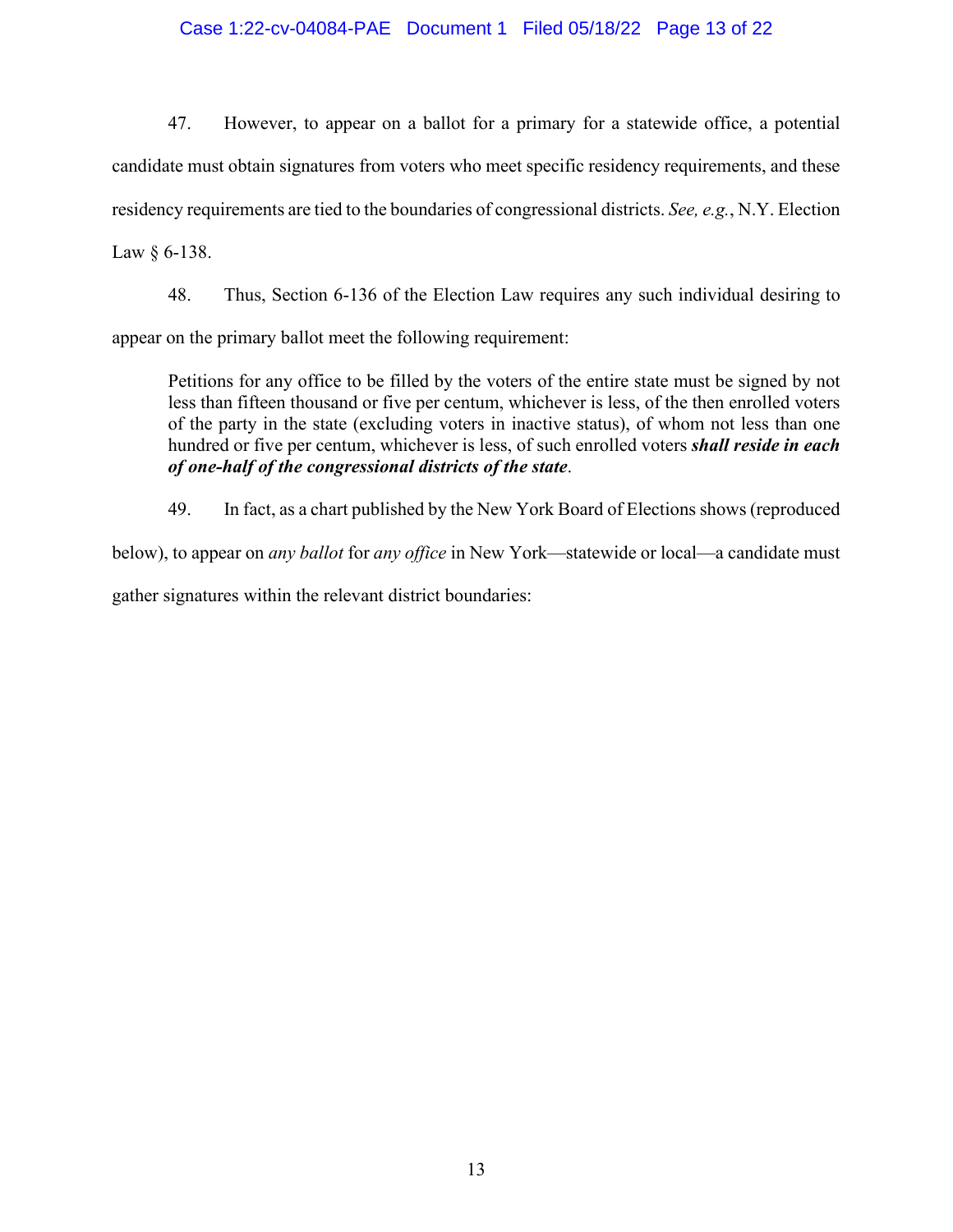47. However, to appear on a ballot for a primary for a statewide office, a potential candidate must obtain signatures from voters who meet specific residency requirements, and these residency requirements are tied to the boundaries of congressional districts. *See, e.g.*, N.Y. Election Law § 6-138.

48. Thus, Section 6-136 of the Election Law requires any such individual desiring to appear on the primary ballot meet the following requirement:

> Petitions for any office to be filled by the voters of the entire state must be signed by not less than fifteen thousand or five per centum, whichever is less, of the then enrolled voters of the party in the state (excluding voters in inactive status), of whom not less than one hundred or five per centum, whichever is less, of such enrolled voters ***shall reside in each of one-half of the congressional districts of the state***.

49. In fact, as a chart published by the New York Board of Elections shows (reproduced below), to appear on *any ballot* for *any office* in New York—statewide or local—a candidate must gather signatures within the relevant district boundaries: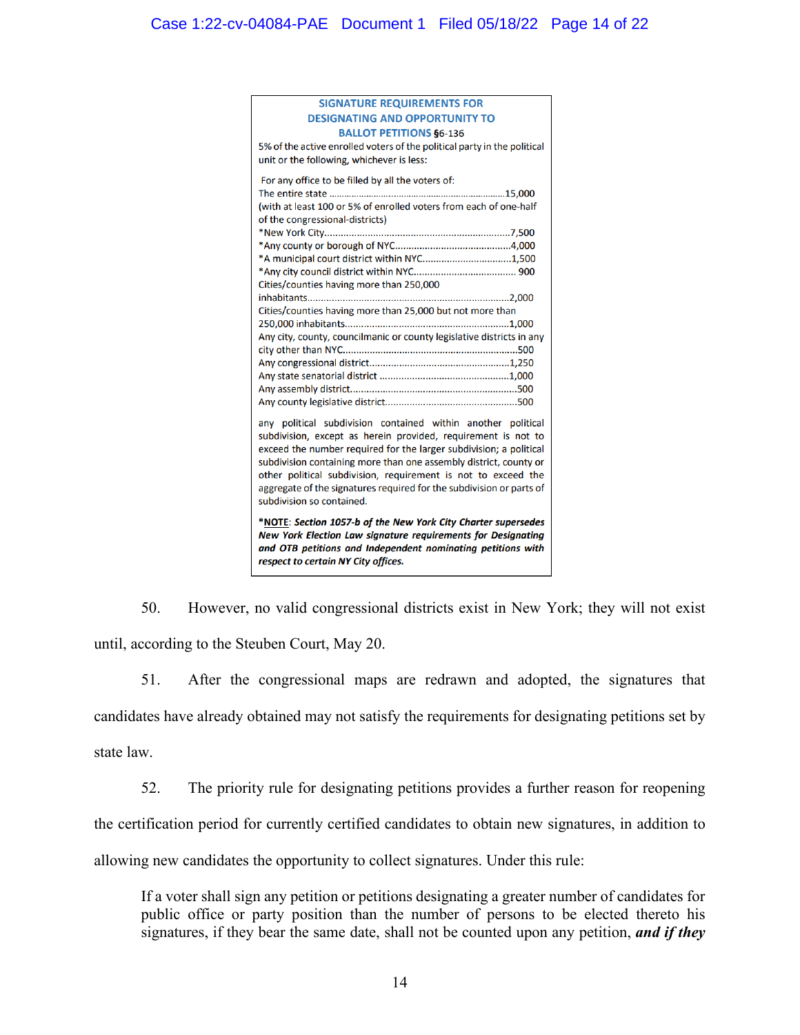**SIGNATURE REQUIREMENTS FOR DESIGNATING AND OPPORTUNITY TO BALLOT PETITIONS §6-136**

5% of the active enrolled voters of the political party in the political unit or the following, whichever is less:

For any office to be filled by all the voters of:

| | |
|---|---|
| The entire state | 15,000 |
| (with at least 100 or 5% of enrolled voters from each of one-half of the congressional-districts) | |
| *New York City | 7,500 |
| *Any county or borough of NYC | 4,000 |
| *A municipal court district within NYC | 1,500 |
| *Any city council district within NYC | 900 |
| Cities/counties having more than 250,000 inhabitants | 2,000 |
| Cities/counties having more than 25,000 but not more than 250,000 inhabitants | 1,000 |
| Any city, county, councilmanic or county legislative districts in any city other than NYC | 500 |
| Any congressional district | 1,250 |
| Any state senatorial district | 1,000 |
| Any assembly district | 500 |
| Any county legislative district | 500 |

any political subdivision contained within another political subdivision, except as herein provided, requirement is not to exceed the number required for the larger subdivision; a political subdivision containing more than one assembly district, county or other political subdivision, requirement is not to exceed the aggregate of the signatures required for the subdivision or parts of subdivision so contained.

***NOTE**: ***Section 1057-b of the New York City Charter supersedes New York Election Law signature requirements for Designating and OTB petitions and Independent nominating petitions with respect to certain NY City offices.***

50. However, no valid congressional districts exist in New York; they will not exist until, according to the Steuben Court, May 20.

51. After the congressional maps are redrawn and adopted, the signatures that candidates have already obtained may not satisfy the requirements for designating petitions set by state law.

52. The priority rule for designating petitions provides a further reason for reopening the certification period for currently certified candidates to obtain new signatures, in addition to allowing new candidates the opportunity to collect signatures. Under this rule:

> If a voter shall sign any petition or petitions designating a greater number of candidates for public office or party position than the number of persons to be elected thereto his signatures, if they bear the same date, shall not be counted upon any petition, ***and if they***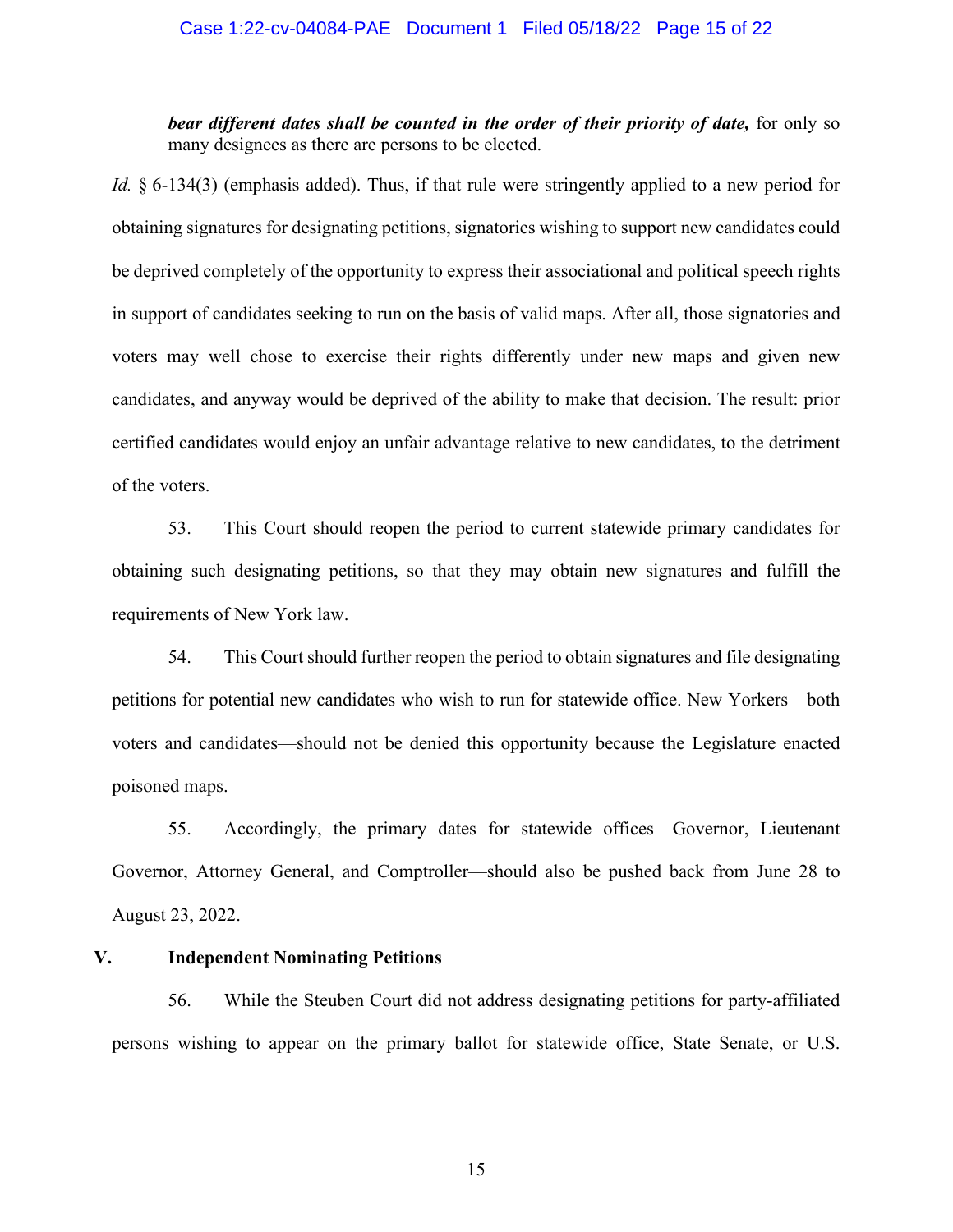> ***bear different dates shall be counted in the order of their priority of date,*** for only so many designees as there are persons to be elected.

*Id.* § 6-134(3) (emphasis added). Thus, if that rule were stringently applied to a new period for obtaining signatures for designating petitions, signatories wishing to support new candidates could be deprived completely of the opportunity to express their associational and political speech rights in support of candidates seeking to run on the basis of valid maps. After all, those signatories and voters may well chose to exercise their rights differently under new maps and given new candidates, and anyway would be deprived of the ability to make that decision. The result: prior certified candidates would enjoy an unfair advantage relative to new candidates, to the detriment of the voters.

53. This Court should reopen the period to current statewide primary candidates for obtaining such designating petitions, so that they may obtain new signatures and fulfill the requirements of New York law.

54. This Court should further reopen the period to obtain signatures and file designating petitions for potential new candidates who wish to run for statewide office. New Yorkers—both voters and candidates—should not be denied this opportunity because the Legislature enacted poisoned maps.

55. Accordingly, the primary dates for statewide offices—Governor, Lieutenant Governor, Attorney General, and Comptroller—should also be pushed back from June 28 to August 23, 2022.

## V. Independent Nominating Petitions

56. While the Steuben Court did not address designating petitions for party-affiliated persons wishing to appear on the primary ballot for statewide office, State Senate, or U.S.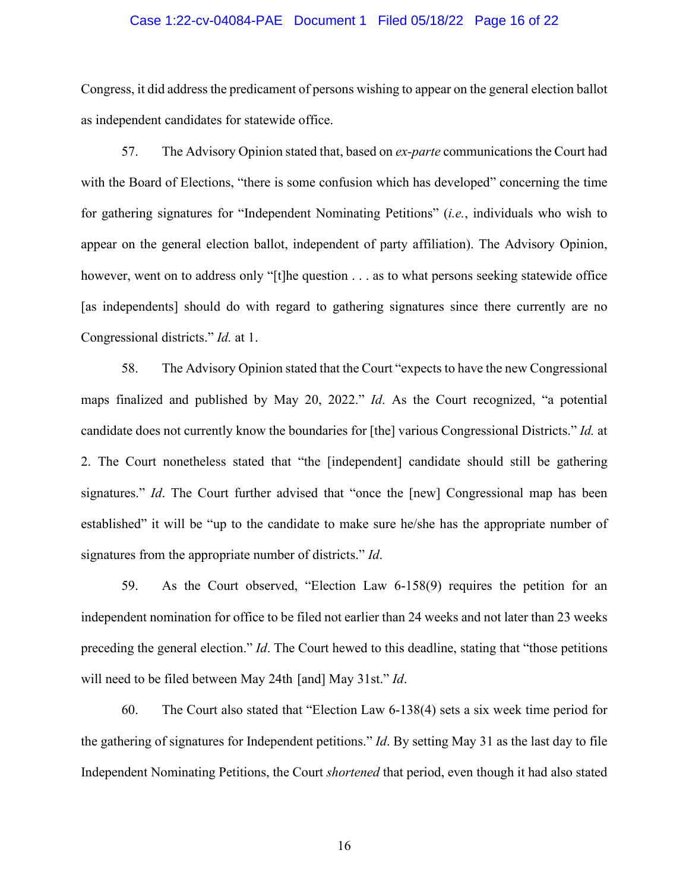Congress, it did address the predicament of persons wishing to appear on the general election ballot as independent candidates for statewide office.

57. The Advisory Opinion stated that, based on *ex-parte* communications the Court had with the Board of Elections, "there is some confusion which has developed" concerning the time for gathering signatures for "Independent Nominating Petitions" (*i.e.*, individuals who wish to appear on the general election ballot, independent of party affiliation). The Advisory Opinion, however, went on to address only "[t]he question . . . as to what persons seeking statewide office [as independents] should do with regard to gathering signatures since there currently are no Congressional districts." *Id.* at 1.

58. The Advisory Opinion stated that the Court "expects to have the new Congressional maps finalized and published by May 20, 2022." *Id*. As the Court recognized, "a potential candidate does not currently know the boundaries for [the] various Congressional Districts." *Id.* at 2. The Court nonetheless stated that "the [independent] candidate should still be gathering signatures." *Id*. The Court further advised that "once the [new] Congressional map has been established" it will be "up to the candidate to make sure he/she has the appropriate number of signatures from the appropriate number of districts." *Id*.

59. As the Court observed, "Election Law 6-158(9) requires the petition for an independent nomination for office to be filed not earlier than 24 weeks and not later than 23 weeks preceding the general election." *Id*. The Court hewed to this deadline, stating that "those petitions will need to be filed between May 24th [and] May 31st." *Id*.

60. The Court also stated that "Election Law 6-138(4) sets a six week time period for the gathering of signatures for Independent petitions." *Id*. By setting May 31 as the last day to file Independent Nominating Petitions, the Court *shortened* that period, even though it had also stated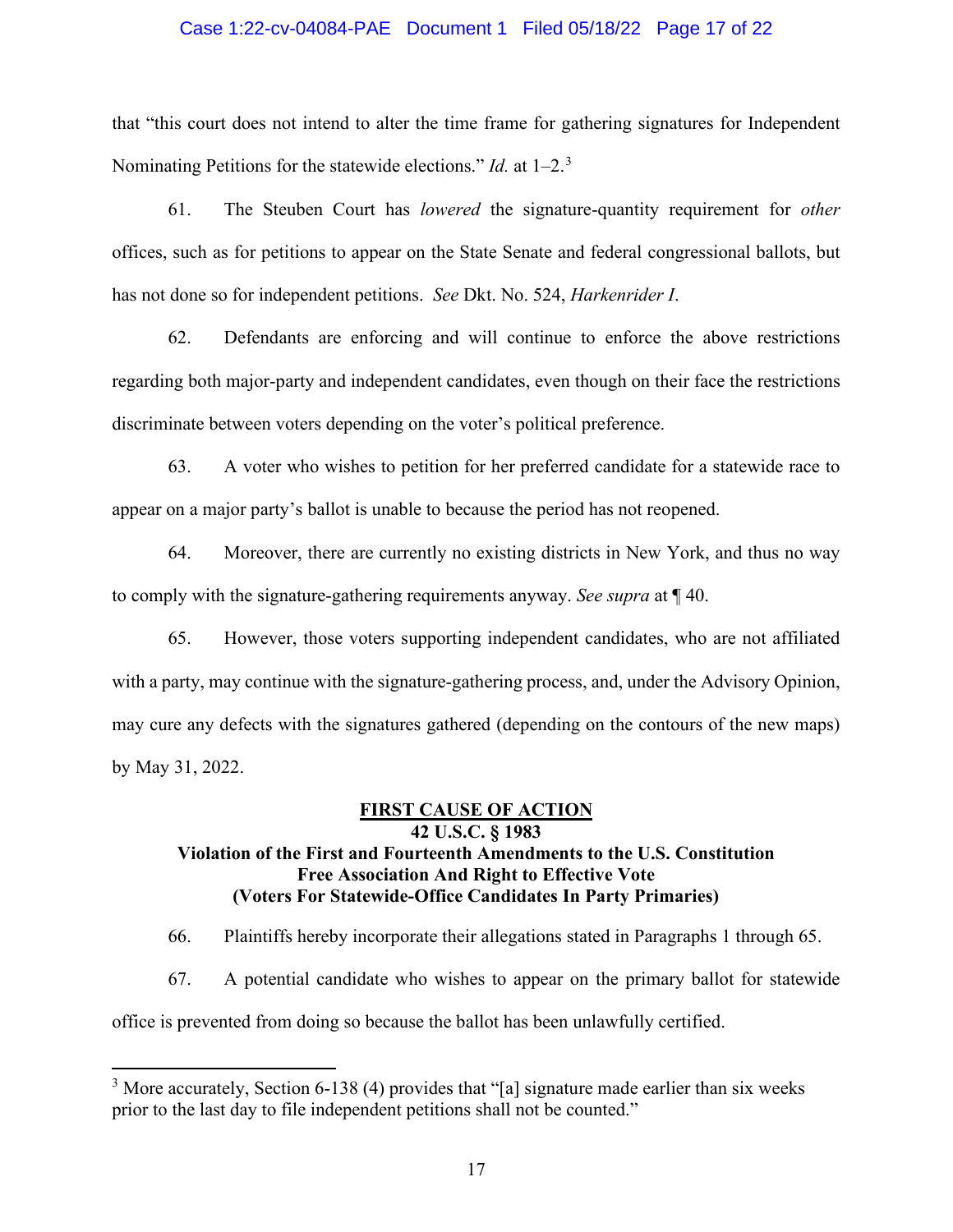that "this court does not intend to alter the time frame for gathering signatures for Independent Nominating Petitions for the statewide elections." *Id.* at 1–2.[3]

61. The Steuben Court has *lowered* the signature-quantity requirement for *other* offices, such as for petitions to appear on the State Senate and federal congressional ballots, but has not done so for independent petitions. *See* Dkt. No. 524, *Harkenrider I*.

62. Defendants are enforcing and will continue to enforce the above restrictions regarding both major-party and independent candidates, even though on their face the restrictions discriminate between voters depending on the voter's political preference.

63. A voter who wishes to petition for her preferred candidate for a statewide race to appear on a major party's ballot is unable to because the period has not reopened.

64. Moreover, there are currently no existing districts in New York, and thus no way to comply with the signature-gathering requirements anyway. *See supra* at ¶ 40.

65. However, those voters supporting independent candidates, who are not affiliated with a party, may continue with the signature-gathering process, and, under the Advisory Opinion, may cure any defects with the signatures gathered (depending on the contours of the new maps) by May 31, 2022.

**<u>FIRST CAUSE OF ACTION</u>**
**42 U.S.C. § 1983**
**Violation of the First and Fourteenth Amendments to the U.S. Constitution**
**Free Association And Right to Effective Vote**
**(Voters For Statewide-Office Candidates In Party Primaries)**

66. Plaintiffs hereby incorporate their allegations stated in Paragraphs 1 through 65.

67. A potential candidate who wishes to appear on the primary ballot for statewide office is prevented from doing so because the ballot has been unlawfully certified.

---

[3] More accurately, Section 6-138 (4) provides that "[a] signature made earlier than six weeks prior to the last day to file independent petitions shall not be counted."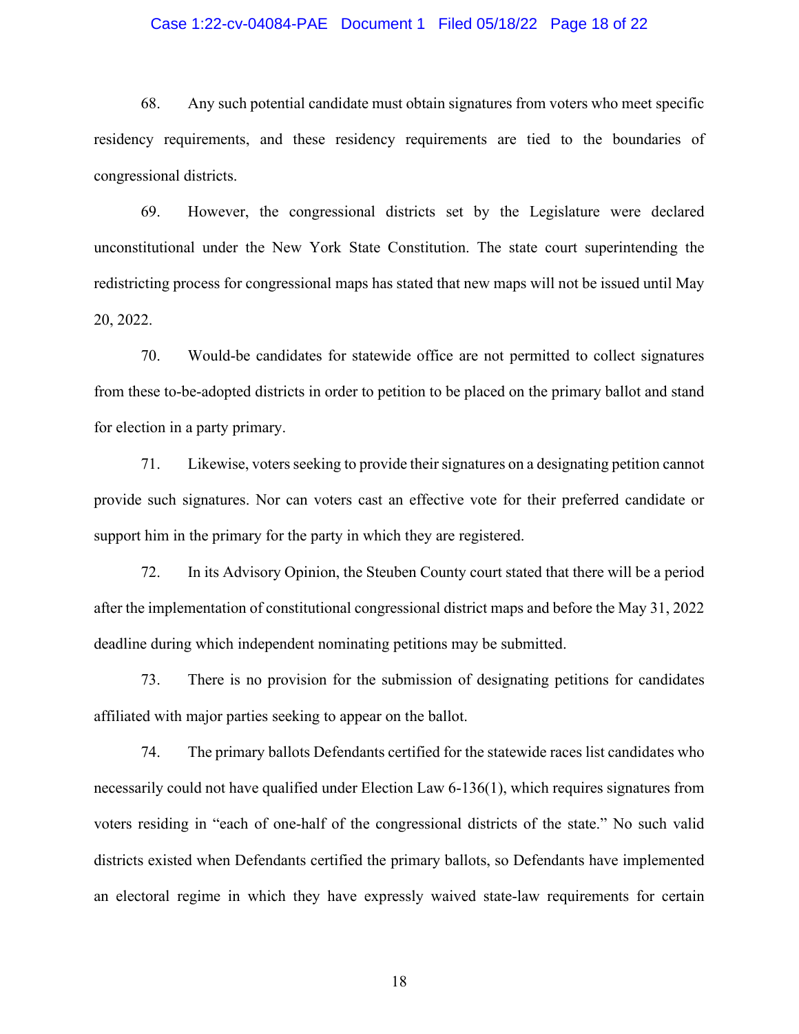68. Any such potential candidate must obtain signatures from voters who meet specific residency requirements, and these residency requirements are tied to the boundaries of congressional districts.

69. However, the congressional districts set by the Legislature were declared unconstitutional under the New York State Constitution. The state court superintending the redistricting process for congressional maps has stated that new maps will not be issued until May 20, 2022.

70. Would-be candidates for statewide office are not permitted to collect signatures from these to-be-adopted districts in order to petition to be placed on the primary ballot and stand for election in a party primary.

71. Likewise, voters seeking to provide their signatures on a designating petition cannot provide such signatures. Nor can voters cast an effective vote for their preferred candidate or support him in the primary for the party in which they are registered.

72. In its Advisory Opinion, the Steuben County court stated that there will be a period after the implementation of constitutional congressional district maps and before the May 31, 2022 deadline during which independent nominating petitions may be submitted.

73. There is no provision for the submission of designating petitions for candidates affiliated with major parties seeking to appear on the ballot.

74. The primary ballots Defendants certified for the statewide races list candidates who necessarily could not have qualified under Election Law 6-136(1), which requires signatures from voters residing in "each of one-half of the congressional districts of the state." No such valid districts existed when Defendants certified the primary ballots, so Defendants have implemented an electoral regime in which they have expressly waived state-law requirements for certain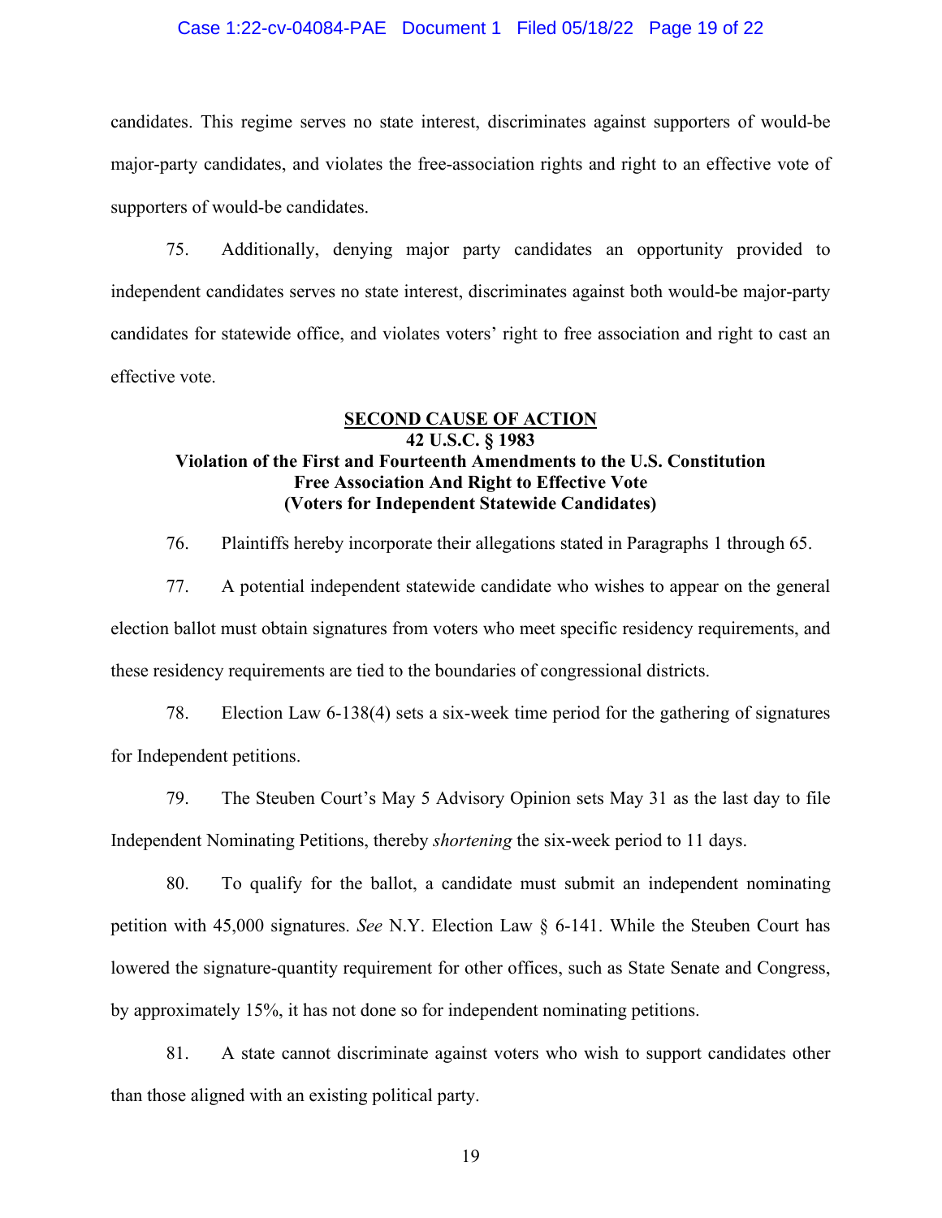candidates. This regime serves no state interest, discriminates against supporters of would-be major-party candidates, and violates the free-association rights and right to an effective vote of supporters of would-be candidates.

75. Additionally, denying major party candidates an opportunity provided to independent candidates serves no state interest, discriminates against both would-be major-party candidates for statewide office, and violates voters' right to free association and right to cast an effective vote.

**SECOND CAUSE OF ACTION**
**42 U.S.C. § 1983**
**Violation of the First and Fourteenth Amendments to the U.S. Constitution**
**Free Association And Right to Effective Vote**
**(Voters for Independent Statewide Candidates)**

76. Plaintiffs hereby incorporate their allegations stated in Paragraphs 1 through 65.

77. A potential independent statewide candidate who wishes to appear on the general election ballot must obtain signatures from voters who meet specific residency requirements, and these residency requirements are tied to the boundaries of congressional districts.

78. Election Law 6-138(4) sets a six-week time period for the gathering of signatures for Independent petitions.

79. The Steuben Court's May 5 Advisory Opinion sets May 31 as the last day to file Independent Nominating Petitions, thereby *shortening* the six-week period to 11 days.

80. To qualify for the ballot, a candidate must submit an independent nominating petition with 45,000 signatures. *See* N.Y. Election Law § 6-141. While the Steuben Court has lowered the signature-quantity requirement for other offices, such as State Senate and Congress, by approximately 15%, it has not done so for independent nominating petitions.

81. A state cannot discriminate against voters who wish to support candidates other than those aligned with an existing political party.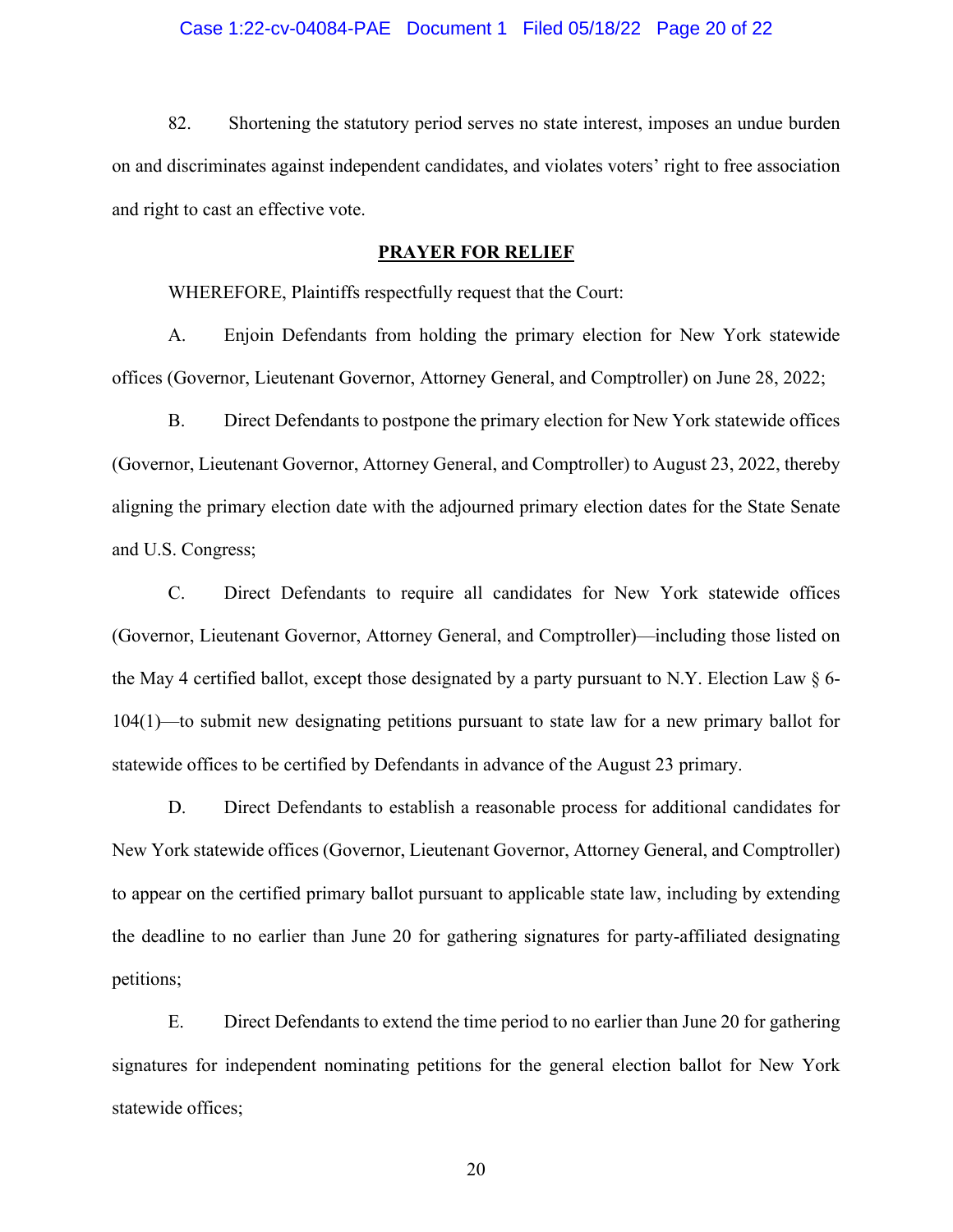82. Shortening the statutory period serves no state interest, imposes an undue burden on and discriminates against independent candidates, and violates voters' right to free association and right to cast an effective vote.

## PRAYER FOR RELIEF

WHEREFORE, Plaintiffs respectfully request that the Court:

A. Enjoin Defendants from holding the primary election for New York statewide offices (Governor, Lieutenant Governor, Attorney General, and Comptroller) on June 28, 2022;

B. Direct Defendants to postpone the primary election for New York statewide offices (Governor, Lieutenant Governor, Attorney General, and Comptroller) to August 23, 2022, thereby aligning the primary election date with the adjourned primary election dates for the State Senate and U.S. Congress;

C. Direct Defendants to require all candidates for New York statewide offices (Governor, Lieutenant Governor, Attorney General, and Comptroller)—including those listed on the May 4 certified ballot, except those designated by a party pursuant to N.Y. Election Law § 6-104(1)—to submit new designating petitions pursuant to state law for a new primary ballot for statewide offices to be certified by Defendants in advance of the August 23 primary.

D. Direct Defendants to establish a reasonable process for additional candidates for New York statewide offices (Governor, Lieutenant Governor, Attorney General, and Comptroller) to appear on the certified primary ballot pursuant to applicable state law, including by extending the deadline to no earlier than June 20 for gathering signatures for party-affiliated designating petitions;

E. Direct Defendants to extend the time period to no earlier than June 20 for gathering signatures for independent nominating petitions for the general election ballot for New York statewide offices;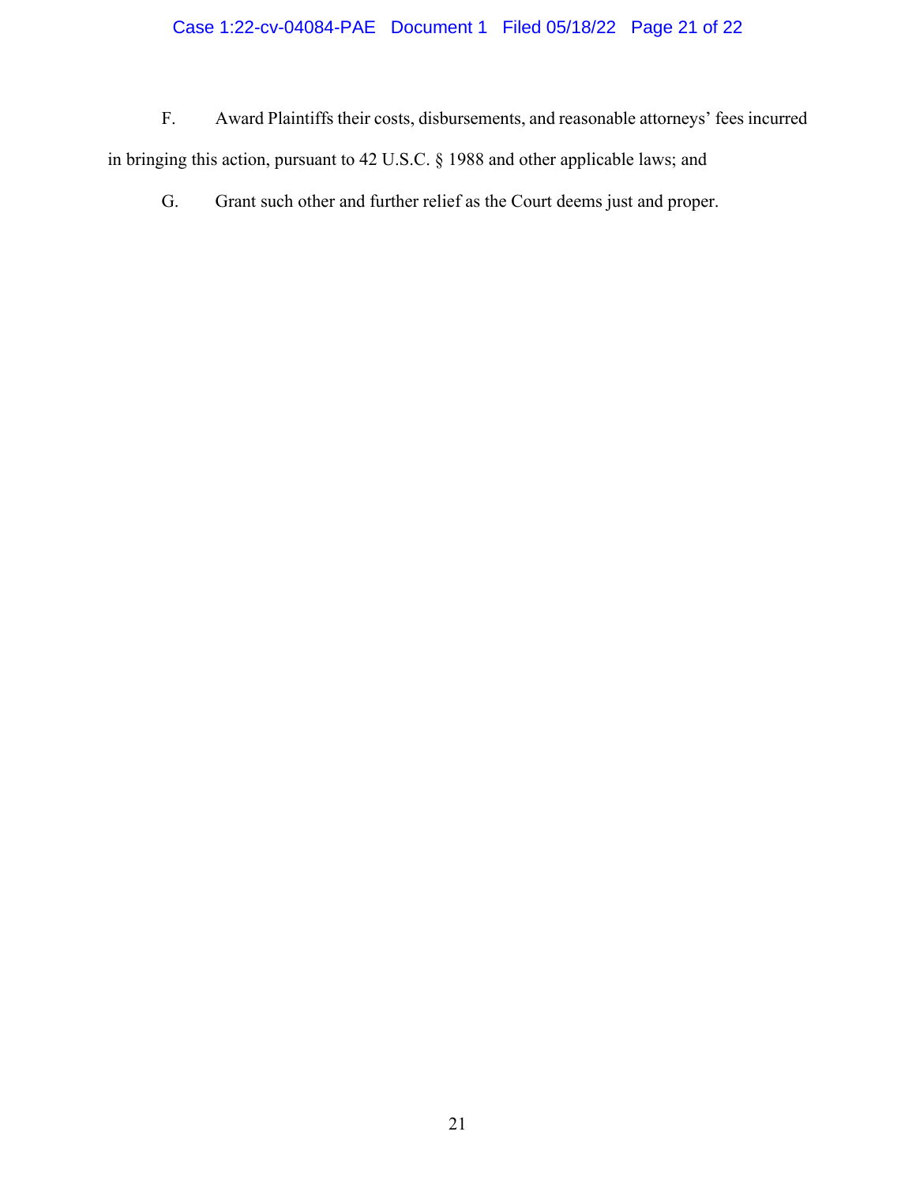F. Award Plaintiffs their costs, disbursements, and reasonable attorneys' fees incurred in bringing this action, pursuant to 42 U.S.C. § 1988 and other applicable laws; and

G. Grant such other and further relief as the Court deems just and proper.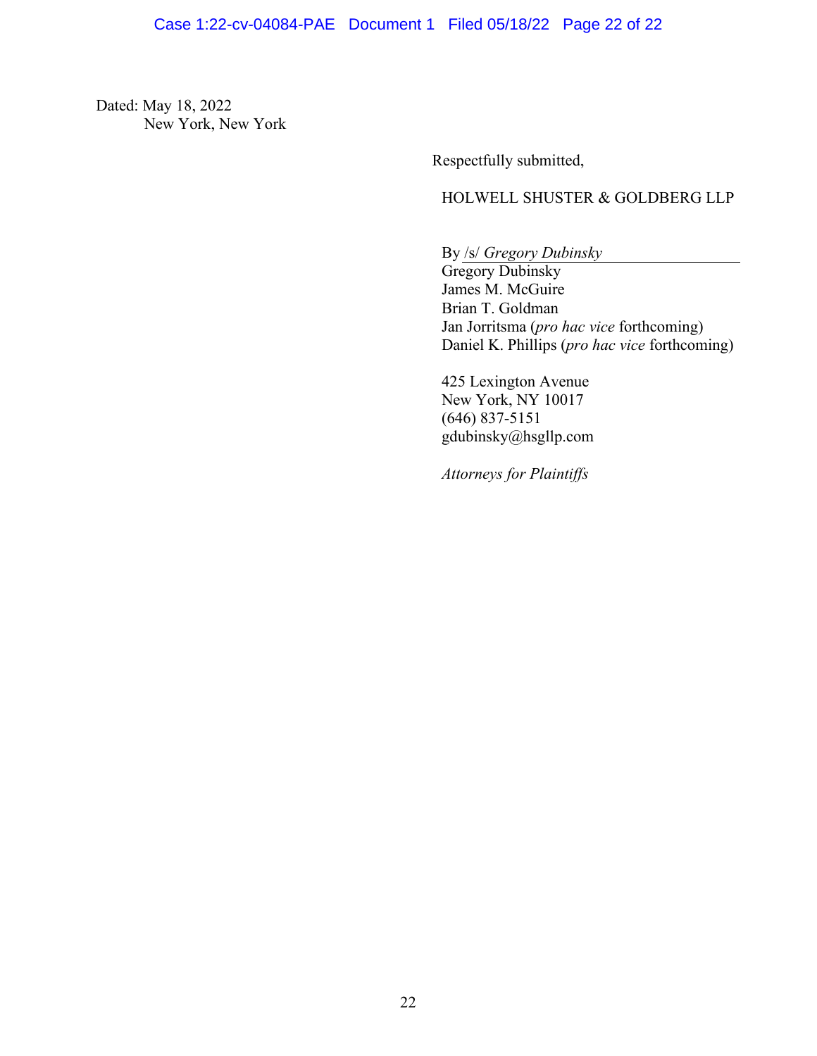Dated: May 18, 2022
New York, New York

Respectfully submitted,

HOLWELL SHUSTER & GOLDBERG LLP

By /s/ *Gregory Dubinsky*
Gregory Dubinsky
James M. McGuire
Brian T. Goldman
Jan Jorritsma (*pro hac vice* forthcoming)
Daniel K. Phillips (*pro hac vice* forthcoming)

425 Lexington Avenue
New York, NY 10017
(646) 837-5151
gdubinsky@hsgllp.com

*Attorneys for Plaintiffs*